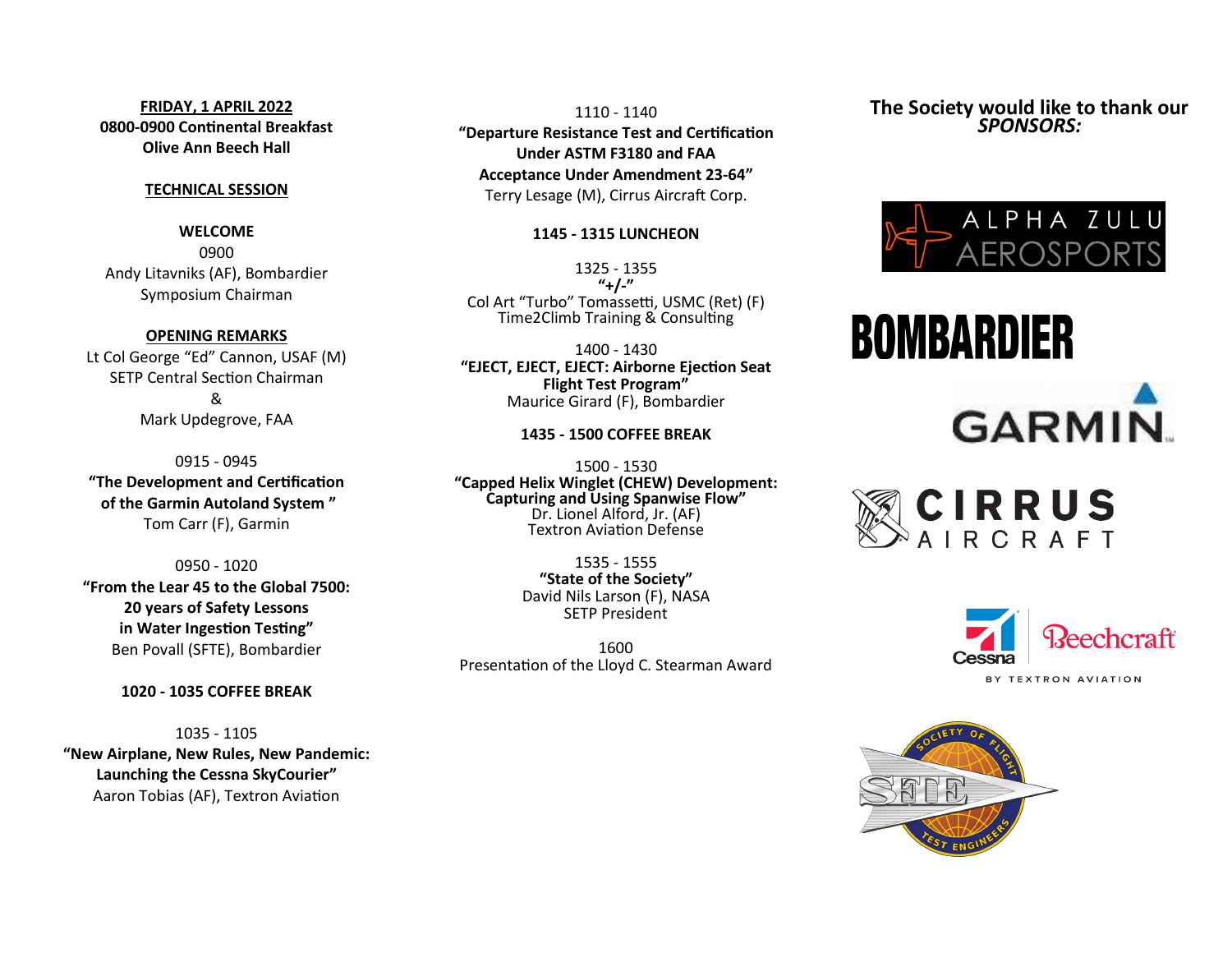**FRIDAY, 1 APRIL 2022**

**0800-0900 Continental Breakfast**
**Olive Ann Beech Hall**

**TECHNICAL SESSION**

**WELCOME**
0900
Andy Litavniks (AF), Bombardier
Symposium Chairman

**OPENING REMARKS**
Lt Col George "Ed" Cannon, USAF (M)
SETP Central Section Chairman
&
Mark Updegrove, FAA

0915 - 0945
**"The Development and Certification of the Garmin Autoland System "**
Tom Carr (F), Garmin

0950 - 1020
**"From the Lear 45 to the Global 7500: 20 years of Safety Lessons in Water Ingestion Testing"**
Ben Povall (SFTE), Bombardier

**1020 - 1035 COFFEE BREAK**

1035 - 1105
**"New Airplane, New Rules, New Pandemic: Launching the Cessna SkyCourier"**
Aaron Tobias (AF), Textron Aviation

1110 - 1140
**"Departure Resistance Test and Certification Under ASTM F3180 and FAA Acceptance Under Amendment 23-64"**
Terry Lesage (M), Cirrus Aircraft Corp.

**1145 - 1315 LUNCHEON**

1325 - 1355
**"+/-"**
Col Art "Turbo" Tomassetti, USMC (Ret) (F)
Time2Climb Training & Consulting

1400 - 1430
**"EJECT, EJECT, EJECT: Airborne Ejection Seat Flight Test Program"**
Maurice Girard (F), Bombardier

**1435 - 1500 COFFEE BREAK**

1500 - 1530
**"Capped Helix Winglet (CHEW) Development: Capturing and Using Spanwise Flow"**
Dr. Lionel Alford, Jr. (AF)
Textron Aviation Defense

1535 - 1555
**"State of the Society"**
David Nils Larson (F), NASA
SETP President

1600
Presentation of the Lloyd C. Stearman Award

**The Society would like to thank our *SPONSORS:***

ALPHA ZULU AEROSPORTS

BOMBARDIER

GARMIN

CIRRUS AIRCRAFT

Cessna | Beechcraft
BY TEXTRON AVIATION

SOCIETY OF FLIGHT TEST ENGINEERS
SFTE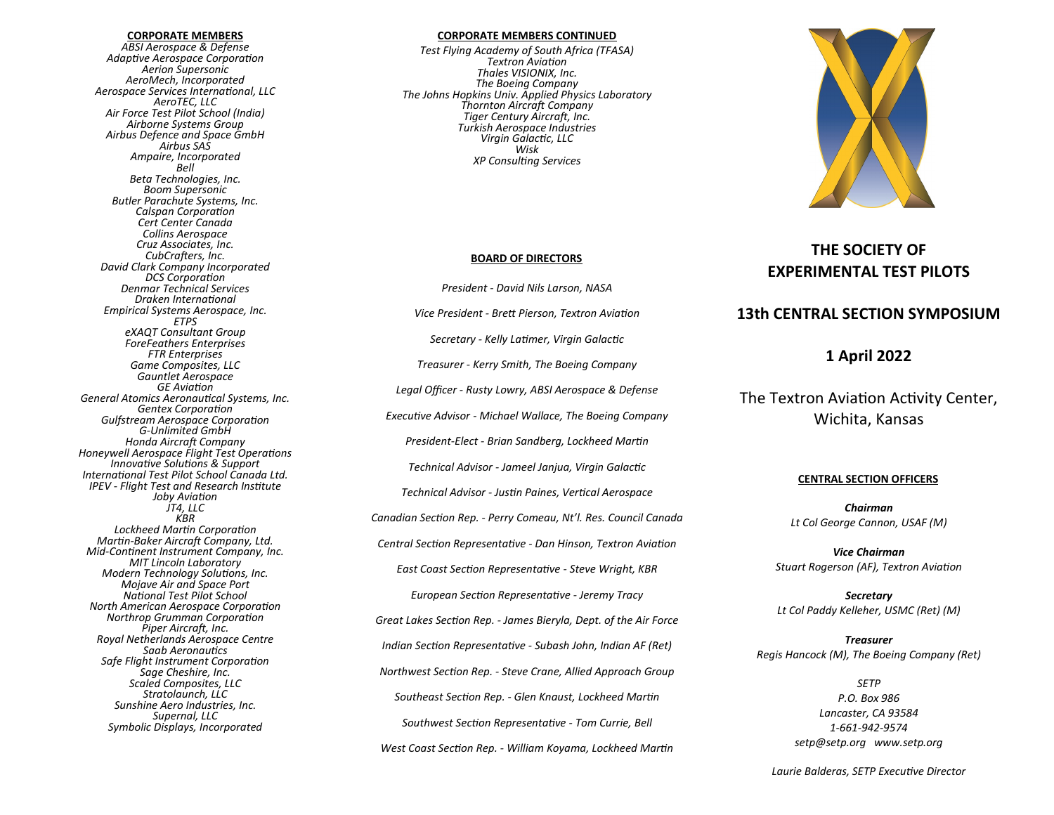**CORPORATE MEMBERS**

*ABSI Aerospace & Defense*
*Adaptive Aerospace Corporation*
*Aerion Supersonic*
*AeroMech, Incorporated*
*Aerospace Services International, LLC*
*AeroTEC, LLC*
*Air Force Test Pilot School (India)*
*Airborne Systems Group*
*Airbus Defence and Space GmbH*
*Airbus SAS*
*Ampaire, Incorporated*
*Bell*
*Beta Technologies, Inc.*
*Boom Supersonic*
*Butler Parachute Systems, Inc.*
*Calspan Corporation*
*Cert Center Canada*
*Collins Aerospace*
*Cruz Associates, Inc.*
*CubCrafters, Inc.*
*David Clark Company Incorporated*
*DCS Corporation*
*Denmar Technical Services*
*Draken International*
*Empirical Systems Aerospace, Inc.*
*ETPS*
*eXAQT Consultant Group*
*ForeFeathers Enterprises*
*FTR Enterprises*
*Game Composites, LLC*
*Gauntlet Aerospace*
*GE Aviation*
*General Atomics Aeronautical Systems, Inc.*
*Gentex Corporation*
*Gulfstream Aerospace Corporation*
*G-Unlimited GmbH*
*Honda Aircraft Company*
*Honeywell Aerospace Flight Test Operations*
*Innovative Solutions & Support*
*International Test Pilot School Canada Ltd.*
*IPEV - Flight Test and Research Institute*
*Joby Aviation*
*JT4, LLC*
*KBR*
*Lockheed Martin Corporation*
*Martin-Baker Aircraft Company, Ltd.*
*Mid-Continent Instrument Company, Inc.*
*MIT Lincoln Laboratory*
*Modern Technology Solutions, Inc.*
*Mojave Air and Space Port*
*National Test Pilot School*
*North American Aerospace Corporation*
*Northrop Grumman Corporation*
*Piper Aircraft, Inc.*
*Royal Netherlands Aerospace Centre*
*Saab Aeronautics*
*Safe Flight Instrument Corporation*
*Sage Cheshire, Inc.*
*Scaled Composites, LLC*
*Stratolaunch, LLC*
*Sunshine Aero Industries, Inc.*
*Supernal, LLC*
*Symbolic Displays, Incorporated*

**CORPORATE MEMBERS CONTINUED**

*Test Flying Academy of South Africa (TFASA)*
*Textron Aviation*
*Thales VISIONIX, Inc.*
*The Boeing Company*
*The Johns Hopkins Univ. Applied Physics Laboratory*
*Thornton Aircraft Company*
*Tiger Century Aircraft, Inc.*
*Turkish Aerospace Industries*
*Virgin Galactic, LLC*
*Wisk*
*XP Consulting Services*

**BOARD OF DIRECTORS**

*President - David Nils Larson, NASA*

*Vice President - Brett Pierson, Textron Aviation*

*Secretary - Kelly Latimer, Virgin Galactic*

*Treasurer - Kerry Smith, The Boeing Company*

*Legal Officer - Rusty Lowry, ABSI Aerospace & Defense*

*Executive Advisor - Michael Wallace, The Boeing Company*

*President-Elect - Brian Sandberg, Lockheed Martin*

*Technical Advisor - Jameel Janjua, Virgin Galactic*

*Technical Advisor - Justin Paines, Vertical Aerospace*

*Canadian Section Rep. - Perry Comeau, Nt'l. Res. Council Canada*

*Central Section Representative - Dan Hinson, Textron Aviation*

*East Coast Section Representative - Steve Wright, KBR*

*European Section Representative - Jeremy Tracy*

*Great Lakes Section Rep. - James Bieryla, Dept. of the Air Force*

*Indian Section Representative - Subash John, Indian AF (Ret)*

*Northwest Section Rep. - Steve Crane, Allied Approach Group*

*Southeast Section Rep. - Glen Knaust, Lockheed Martin*

*Southwest Section Representative - Tom Currie, Bell*

*West Coast Section Rep. - William Koyama, Lockheed Martin*

# THE SOCIETY OF EXPERIMENTAL TEST PILOTS

## 13th CENTRAL SECTION SYMPOSIUM

## 1 April 2022

The Textron Aviation Activity Center, Wichita, Kansas

**CENTRAL SECTION OFFICERS**

***Chairman***
*Lt Col George Cannon, USAF (M)*

***Vice Chairman***
*Stuart Rogerson (AF), Textron Aviation*

***Secretary***
*Lt Col Paddy Kelleher, USMC (Ret) (M)*

***Treasurer***
*Regis Hancock (M), The Boeing Company (Ret)*

*SETP*
*P.O. Box 986*
*Lancaster, CA 93584*
*1-661-942-9574*
*setp@setp.org   www.setp.org*

*Laurie Balderas, SETP Executive Director*